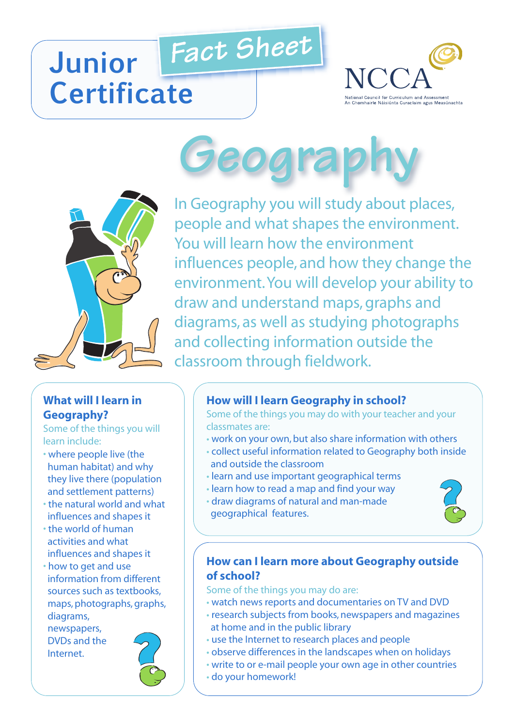# Junior Certificate

## Fact Sheet

NCCA

National Council for Curriculum and Assessment
An Chomhairle Náisiúnta Curaclaim agus Measúnachta

# Geography

In Geography you will study about places, people and what shapes the environment. You will learn how the environment influences people, and how they change the environment. You will develop your ability to draw and understand maps, graphs and diagrams, as well as studying photographs and collecting information outside the classroom through fieldwork.

### What will I learn in Geography?

Some of the things you will learn include:

- where people live (the human habitat) and why they live there (population and settlement patterns)
- the natural world and what influences and shapes it
- the world of human activities and what influences and shapes it
- how to get and use information from different sources such as textbooks, maps, photographs, graphs, diagrams, newspapers, DVDs and the Internet.

### How will I learn Geography in school?

Some of the things you may do with your teacher and your classmates are:

- work on your own, but also share information with others
- collect useful information related to Geography both inside and outside the classroom
- learn and use important geographical terms
- learn how to read a map and find your way
- draw diagrams of natural and man-made geographical features.

### How can I learn more about Geography outside of school?

Some of the things you may do are:

- watch news reports and documentaries on TV and DVD
- research subjects from books, newspapers and magazines at home and in the public library
- use the Internet to research places and people
- observe differences in the landscapes when on holidays
- write to or e-mail people your own age in other countries
- do your homework!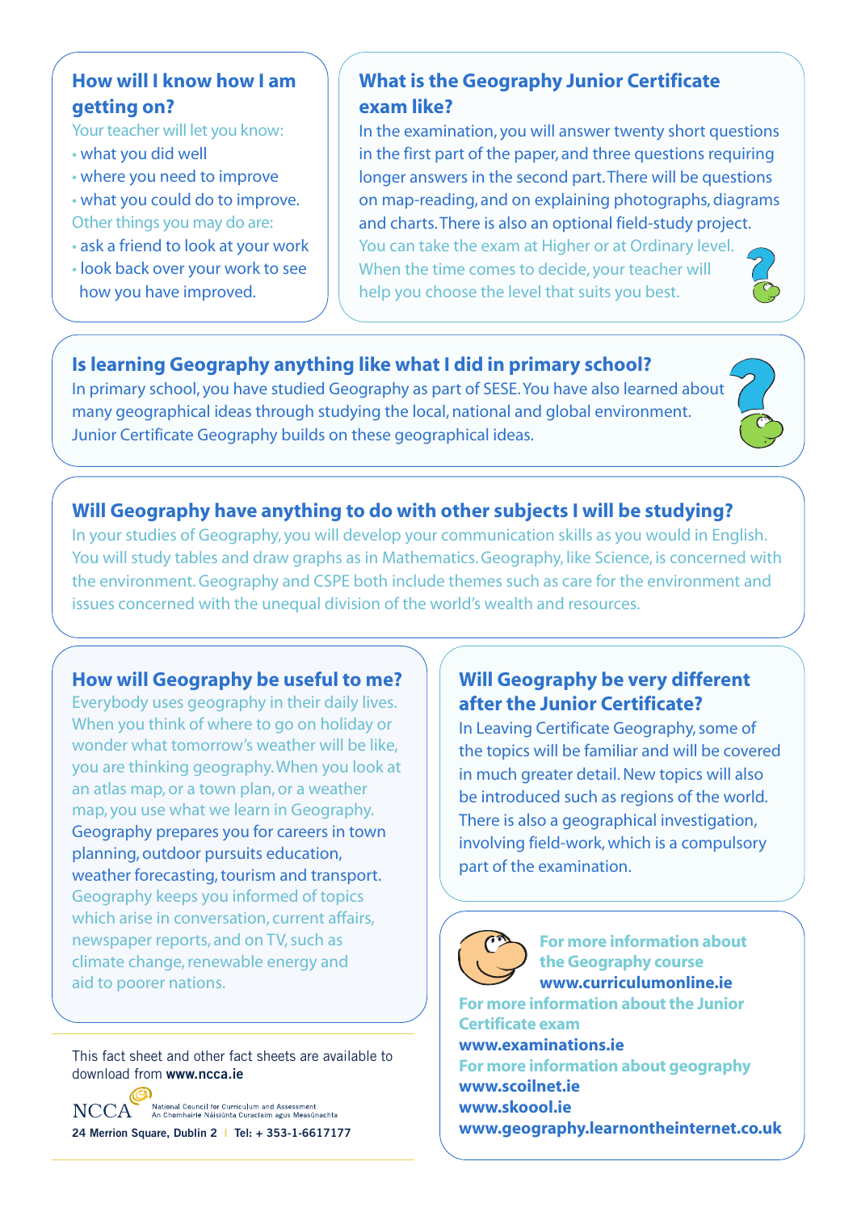## How will I know how I am getting on?

Your teacher will let you know:

- what you did well
- where you need to improve
- what you could do to improve.

Other things you may do are:

- ask a friend to look at your work
- look back over your work to see how you have improved.

## What is the Geography Junior Certificate exam like?

In the examination, you will answer twenty short questions in the first part of the paper, and three questions requiring longer answers in the second part. There will be questions on map-reading, and on explaining photographs, diagrams and charts. There is also an optional field-study project.

You can take the exam at Higher or at Ordinary level. When the time comes to decide, your teacher will help you choose the level that suits you best.

## Is learning Geography anything like what I did in primary school?

In primary school, you have studied Geography as part of SESE. You have also learned about many geographical ideas through studying the local, national and global environment. Junior Certificate Geography builds on these geographical ideas.

## Will Geography have anything to do with other subjects I will be studying?

In your studies of Geography, you will develop your communication skills as you would in English. You will study tables and draw graphs as in Mathematics. Geography, like Science, is concerned with the environment. Geography and CSPE both include themes such as care for the environment and issues concerned with the unequal division of the world's wealth and resources.

## How will Geography be useful to me?

Everybody uses geography in their daily lives. When you think of where to go on holiday or wonder what tomorrow's weather will be like, you are thinking geography. When you look at an atlas map, or a town plan, or a weather map, you use what we learn in Geography.

Geography prepares you for careers in town planning, outdoor pursuits education, weather forecasting, tourism and transport.

Geography keeps you informed of topics which arise in conversation, current affairs, newspaper reports, and on TV, such as climate change, renewable energy and aid to poorer nations.

## Will Geography be very different after the Junior Certificate?

In Leaving Certificate Geography, some of the topics will be familiar and will be covered in much greater detail. New topics will also be introduced such as regions of the world. There is also a geographical investigation, involving field-work, which is a compulsory part of the examination.

**For more information about the Geography course**
**www.curriculumonline.ie**

**For more information about the Junior Certificate exam**
**www.examinations.ie**

**For more information about geography**
**www.scoilnet.ie**
**www.skoool.ie**
**www.geography.learnontheinternet.co.uk**

This fact sheet and other fact sheets are available to download from **www.ncca.ie**

NCCA National Council for Curriculum and Assessment
An Chomhairle Náisiúnta Curaclaim agus Measúnachta

**24 Merrion Square, Dublin 2 | Tel: + 353-1-6617177**